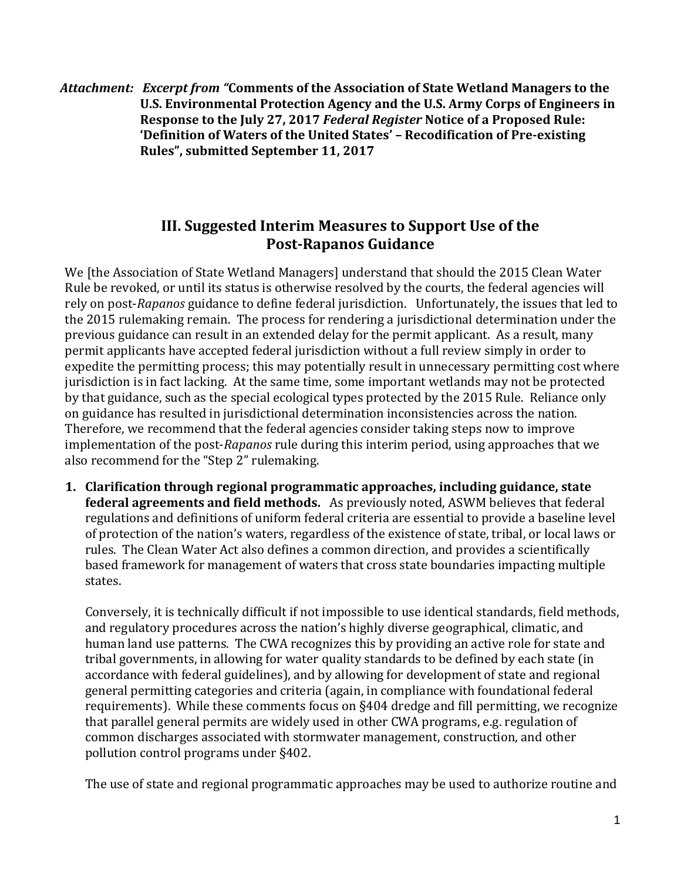***Attachment:  Excerpt from "*Comments of the Association of State Wetland Managers to the U.S. Environmental Protection Agency and the U.S. Army Corps of Engineers in Response to the July 27, 2017 *Federal Register* Notice of a Proposed Rule: 'Definition of Waters of the United States' – Recodification of Pre-existing Rules", submitted September 11, 2017**

## III. Suggested Interim Measures to Support Use of the Post-*Rapanos* Guidance

We [the Association of State Wetland Managers] understand that should the 2015 Clean Water Rule be revoked, or until its status is otherwise resolved by the courts, the federal agencies will rely on post-*Rapanos* guidance to define federal jurisdiction. Unfortunately, the issues that led to the 2015 rulemaking remain. The process for rendering a jurisdictional determination under the previous guidance can result in an extended delay for the permit applicant. As a result, many permit applicants have accepted federal jurisdiction without a full review simply in order to expedite the permitting process; this may potentially result in unnecessary permitting cost where jurisdiction is in fact lacking. At the same time, some important wetlands may not be protected by that guidance, such as the special ecological types protected by the 2015 Rule. Reliance only on guidance has resulted in jurisdictional determination inconsistencies across the nation. Therefore, we recommend that the federal agencies consider taking steps now to improve implementation of the post-*Rapanos* rule during this interim period, using approaches that we also recommend for the "Step 2" rulemaking.

1. **Clarification through regional programmatic approaches, including guidance, state federal agreements and field methods.** As previously noted, ASWM believes that federal regulations and definitions of uniform federal criteria are essential to provide a baseline level of protection of the nation's waters, regardless of the existence of state, tribal, or local laws or rules. The Clean Water Act also defines a common direction, and provides a scientifically based framework for management of waters that cross state boundaries impacting multiple states.

   Conversely, it is technically difficult if not impossible to use identical standards, field methods, and regulatory procedures across the nation's highly diverse geographical, climatic, and human land use patterns. The CWA recognizes this by providing an active role for state and tribal governments, in allowing for water quality standards to be defined by each state (in accordance with federal guidelines), and by allowing for development of state and regional general permitting categories and criteria (again, in compliance with foundational federal requirements). While these comments focus on §404 dredge and fill permitting, we recognize that parallel general permits are widely used in other CWA programs, e.g. regulation of common discharges associated with stormwater management, construction, and other pollution control programs under §402.

   The use of state and regional programmatic approaches may be used to authorize routine and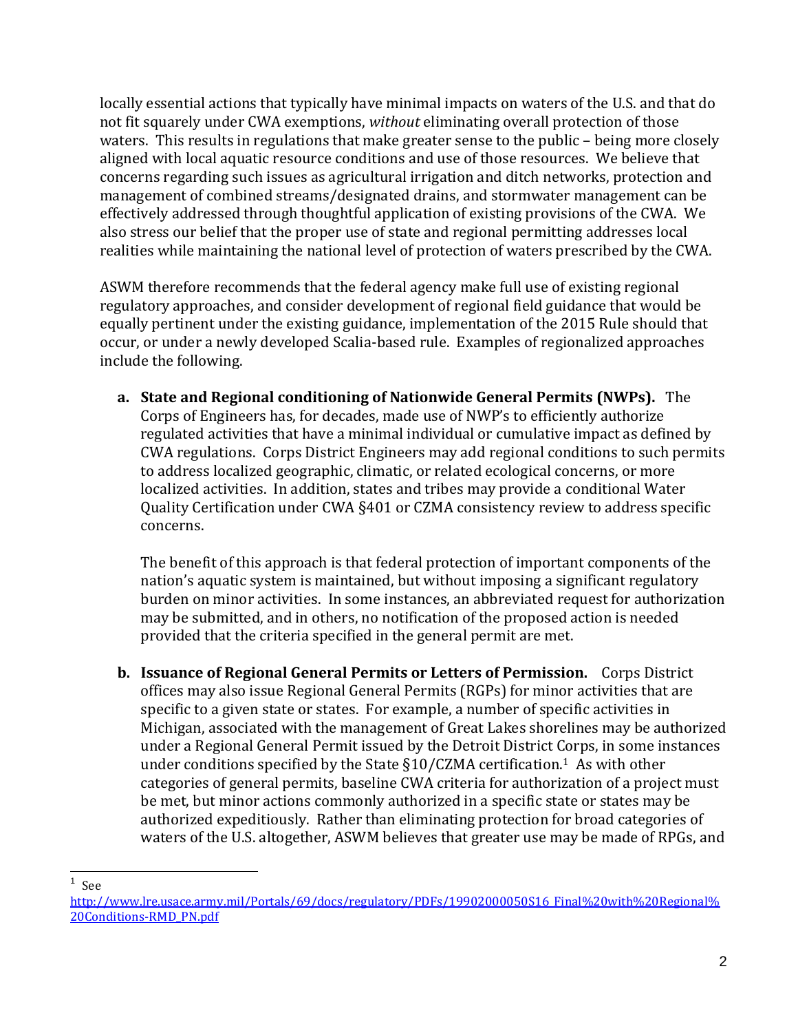locally essential actions that typically have minimal impacts on waters of the U.S. and that do not fit squarely under CWA exemptions, *without* eliminating overall protection of those waters. This results in regulations that make greater sense to the public – being more closely aligned with local aquatic resource conditions and use of those resources. We believe that concerns regarding such issues as agricultural irrigation and ditch networks, protection and management of combined streams/designated drains, and stormwater management can be effectively addressed through thoughtful application of existing provisions of the CWA. We also stress our belief that the proper use of state and regional permitting addresses local realities while maintaining the national level of protection of waters prescribed by the CWA.

ASWM therefore recommends that the federal agency make full use of existing regional regulatory approaches, and consider development of regional field guidance that would be equally pertinent under the existing guidance, implementation of the 2015 Rule should that occur, or under a newly developed Scalia-based rule. Examples of regionalized approaches include the following.

a. **State and Regional conditioning of Nationwide General Permits (NWPs).** The Corps of Engineers has, for decades, made use of NWP's to efficiently authorize regulated activities that have a minimal individual or cumulative impact as defined by CWA regulations. Corps District Engineers may add regional conditions to such permits to address localized geographic, climatic, or related ecological concerns, or more localized activities. In addition, states and tribes may provide a conditional Water Quality Certification under CWA §401 or CZMA consistency review to address specific concerns.

   The benefit of this approach is that federal protection of important components of the nation's aquatic system is maintained, but without imposing a significant regulatory burden on minor activities. In some instances, an abbreviated request for authorization may be submitted, and in others, no notification of the proposed action is needed provided that the criteria specified in the general permit are met.

b. **Issuance of Regional General Permits or Letters of Permission.** Corps District offices may also issue Regional General Permits (RGPs) for minor activities that are specific to a given state or states. For example, a number of specific activities in Michigan, associated with the management of Great Lakes shorelines may be authorized under a Regional General Permit issued by the Detroit District Corps, in some instances under conditions specified by the State §10/CZMA certification.[1] As with other categories of general permits, baseline CWA criteria for authorization of a project must be met, but minor actions commonly authorized in a specific state or states may be authorized expeditiously. Rather than eliminating protection for broad categories of waters of the U.S. altogether, ASWM believes that greater use may be made of RPGs, and

---

[1] See http://www.lre.usace.army.mil/Portals/69/docs/regulatory/PDFs/19902000050S16_Final%20with%20Regional%20Conditions-RMD_PN.pdf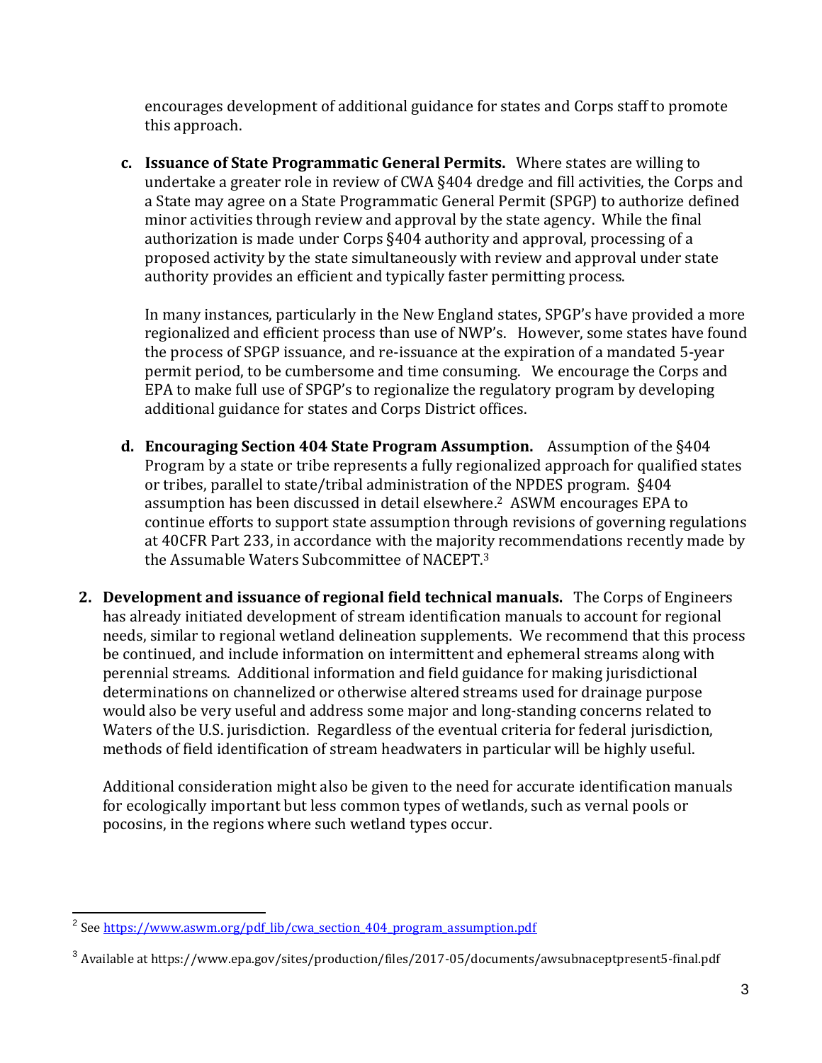encourages development of additional guidance for states and Corps staff to promote this approach.

c. **Issuance of State Programmatic General Permits.** Where states are willing to undertake a greater role in review of CWA §404 dredge and fill activities, the Corps and a State may agree on a State Programmatic General Permit (SPGP) to authorize defined minor activities through review and approval by the state agency. While the final authorization is made under Corps §404 authority and approval, processing of a proposed activity by the state simultaneously with review and approval under state authority provides an efficient and typically faster permitting process.

   In many instances, particularly in the New England states, SPGP's have provided a more regionalized and efficient process than use of NWP's. However, some states have found the process of SPGP issuance, and re-issuance at the expiration of a mandated 5-year permit period, to be cumbersome and time consuming. We encourage the Corps and EPA to make full use of SPGP's to regionalize the regulatory program by developing additional guidance for states and Corps District offices.

d. **Encouraging Section 404 State Program Assumption.** Assumption of the §404 Program by a state or tribe represents a fully regionalized approach for qualified states or tribes, parallel to state/tribal administration of the NPDES program. §404 assumption has been discussed in detail elsewhere.[2] ASWM encourages EPA to continue efforts to support state assumption through revisions of governing regulations at 40CFR Part 233, in accordance with the majority recommendations recently made by the Assumable Waters Subcommittee of NACEPT.[3]

2. **Development and issuance of regional field technical manuals.** The Corps of Engineers has already initiated development of stream identification manuals to account for regional needs, similar to regional wetland delineation supplements. We recommend that this process be continued, and include information on intermittent and ephemeral streams along with perennial streams. Additional information and field guidance for making jurisdictional determinations on channelized or otherwise altered streams used for drainage purpose would also be very useful and address some major and long-standing concerns related to Waters of the U.S. jurisdiction. Regardless of the eventual criteria for federal jurisdiction, methods of field identification of stream headwaters in particular will be highly useful.

   Additional consideration might also be given to the need for accurate identification manuals for ecologically important but less common types of wetlands, such as vernal pools or pocosins, in the regions where such wetland types occur.

---

[2] See https://www.aswm.org/pdf_lib/cwa_section_404_program_assumption.pdf

[3] Available at https://www.epa.gov/sites/production/files/2017-05/documents/awsubnaceptpresent5-final.pdf